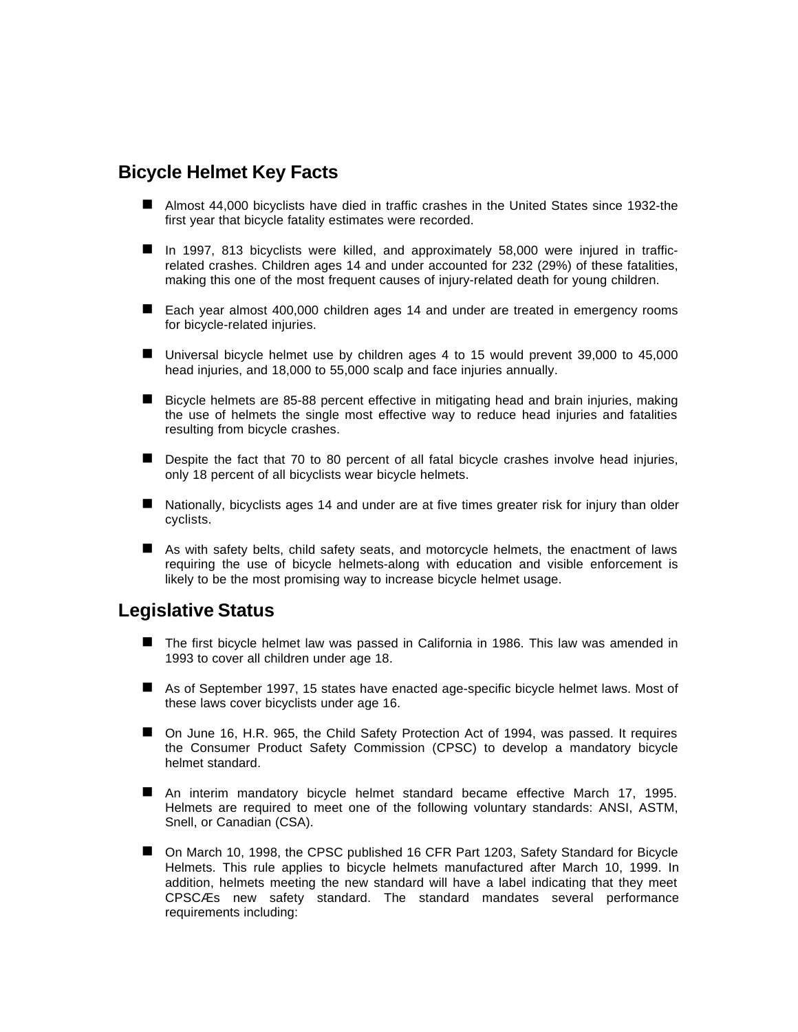## Bicycle Helmet Key Facts

- Almost 44,000 bicyclists have died in traffic crashes in the United States since 1932-the first year that bicycle fatality estimates were recorded.
- In 1997, 813 bicyclists were killed, and approximately 58,000 were injured in traffic-related crashes. Children ages 14 and under accounted for 232 (29%) of these fatalities, making this one of the most frequent causes of injury-related death for young children.
- Each year almost 400,000 children ages 14 and under are treated in emergency rooms for bicycle-related injuries.
- Universal bicycle helmet use by children ages 4 to 15 would prevent 39,000 to 45,000 head injuries, and 18,000 to 55,000 scalp and face injuries annually.
- Bicycle helmets are 85-88 percent effective in mitigating head and brain injuries, making the use of helmets the single most effective way to reduce head injuries and fatalities resulting from bicycle crashes.
- Despite the fact that 70 to 80 percent of all fatal bicycle crashes involve head injuries, only 18 percent of all bicyclists wear bicycle helmets.
- Nationally, bicyclists ages 14 and under are at five times greater risk for injury than older cyclists.
- As with safety belts, child safety seats, and motorcycle helmets, the enactment of laws requiring the use of bicycle helmets-along with education and visible enforcement is likely to be the most promising way to increase bicycle helmet usage.

## Legislative Status

- The first bicycle helmet law was passed in California in 1986. This law was amended in 1993 to cover all children under age 18.
- As of September 1997, 15 states have enacted age-specific bicycle helmet laws. Most of these laws cover bicyclists under age 16.
- On June 16, H.R. 965, the Child Safety Protection Act of 1994, was passed. It requires the Consumer Product Safety Commission (CPSC) to develop a mandatory bicycle helmet standard.
- An interim mandatory bicycle helmet standard became effective March 17, 1995. Helmets are required to meet one of the following voluntary standards: ANSI, ASTM, Snell, or Canadian (CSA).
- On March 10, 1998, the CPSC published 16 CFR Part 1203, Safety Standard for Bicycle Helmets. This rule applies to bicycle helmets manufactured after March 10, 1999. In addition, helmets meeting the new standard will have a label indicating that they meet CPSCÆs new safety standard. The standard mandates several performance requirements including: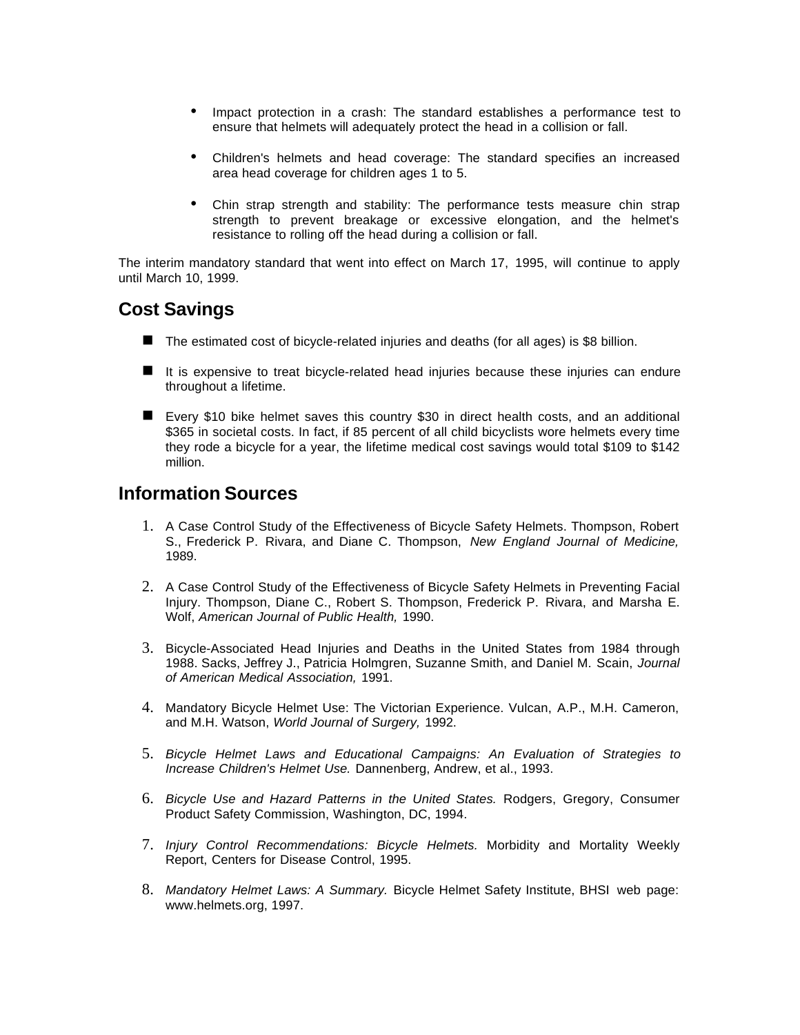- Impact protection in a crash: The standard establishes a performance test to ensure that helmets will adequately protect the head in a collision or fall.
- Children's helmets and head coverage: The standard specifies an increased area head coverage for children ages 1 to 5.
- Chin strap strength and stability: The performance tests measure chin strap strength to prevent breakage or excessive elongation, and the helmet's resistance to rolling off the head during a collision or fall.

The interim mandatory standard that went into effect on March 17, 1995, will continue to apply until March 10, 1999.

## Cost Savings

- The estimated cost of bicycle-related injuries and deaths (for all ages) is $8 billion.
- It is expensive to treat bicycle-related head injuries because these injuries can endure throughout a lifetime.
- Every $10 bike helmet saves this country $30 in direct health costs, and an additional $365 in societal costs. In fact, if 85 percent of all child bicyclists wore helmets every time they rode a bicycle for a year, the lifetime medical cost savings would total $109 to $142 million.

## Information Sources

1. A Case Control Study of the Effectiveness of Bicycle Safety Helmets. Thompson, Robert S., Frederick P. Rivara, and Diane C. Thompson, *New England Journal of Medicine,* 1989.
2. A Case Control Study of the Effectiveness of Bicycle Safety Helmets in Preventing Facial Injury. Thompson, Diane C., Robert S. Thompson, Frederick P. Rivara, and Marsha E. Wolf, *American Journal of Public Health,* 1990.
3. Bicycle-Associated Head Injuries and Deaths in the United States from 1984 through 1988. Sacks, Jeffrey J., Patricia Holmgren, Suzanne Smith, and Daniel M. Scain, *Journal of American Medical Association,* 1991.
4. Mandatory Bicycle Helmet Use: The Victorian Experience. Vulcan, A.P., M.H. Cameron, and M.H. Watson, *World Journal of Surgery,* 1992.
5. *Bicycle Helmet Laws and Educational Campaigns: An Evaluation of Strategies to Increase Children's Helmet Use.* Dannenberg, Andrew, et al., 1993.
6. *Bicycle Use and Hazard Patterns in the United States.* Rodgers, Gregory, Consumer Product Safety Commission, Washington, DC, 1994.
7. *Injury Control Recommendations: Bicycle Helmets.* Morbidity and Mortality Weekly Report, Centers for Disease Control, 1995.
8. *Mandatory Helmet Laws: A Summary.* Bicycle Helmet Safety Institute, BHSI web page: www.helmets.org, 1997.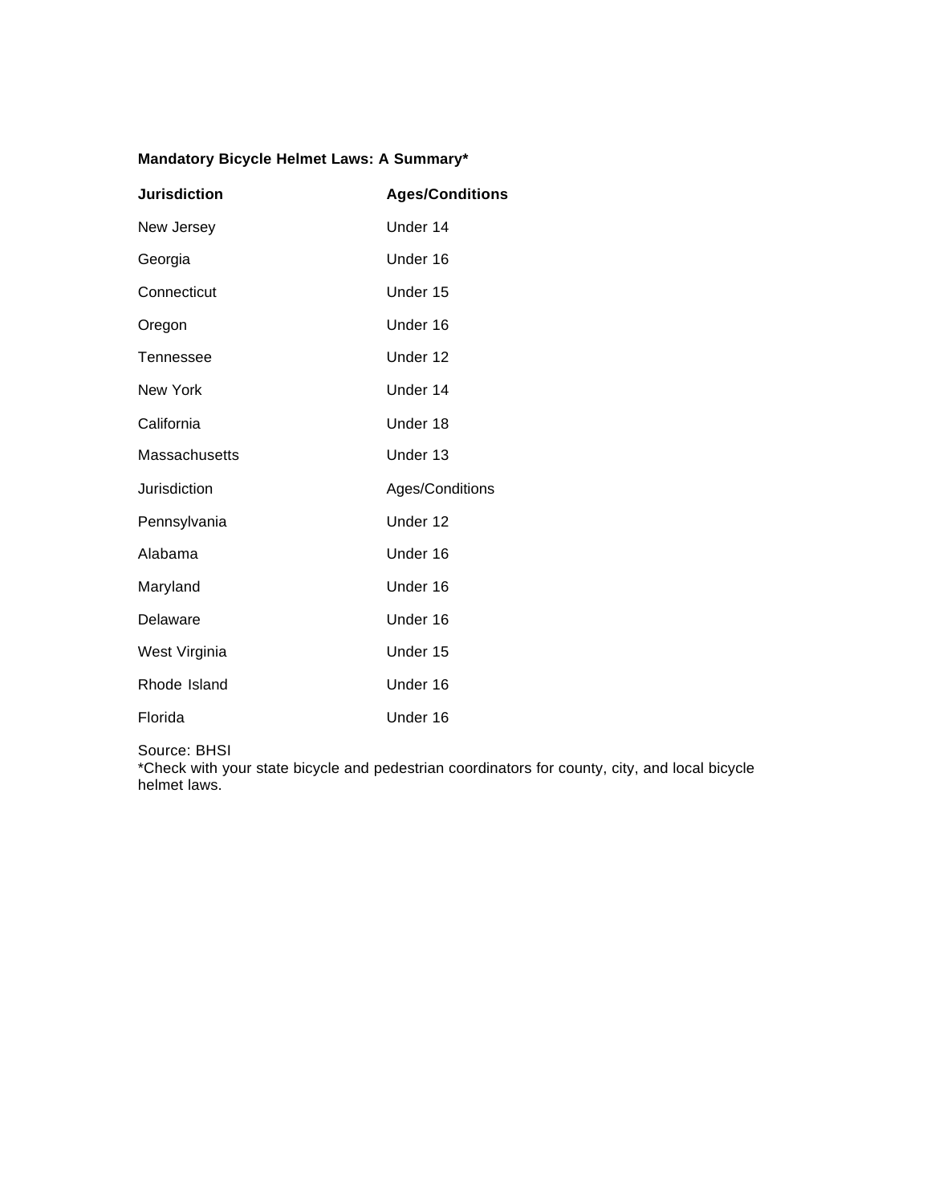**Mandatory Bicycle Helmet Laws: A Summary***

| Jurisdiction | Ages/Conditions |
|---|---|
| New Jersey | Under 14 |
| Georgia | Under 16 |
| Connecticut | Under 15 |
| Oregon | Under 16 |
| Tennessee | Under 12 |
| New York | Under 14 |
| California | Under 18 |
| Massachusetts | Under 13 |
| Jurisdiction | Ages/Conditions |
| Pennsylvania | Under 12 |
| Alabama | Under 16 |
| Maryland | Under 16 |
| Delaware | Under 16 |
| West Virginia | Under 15 |
| Rhode Island | Under 16 |
| Florida | Under 16 |

Source: BHSI

*Check with your state bicycle and pedestrian coordinators for county, city, and local bicycle helmet laws.